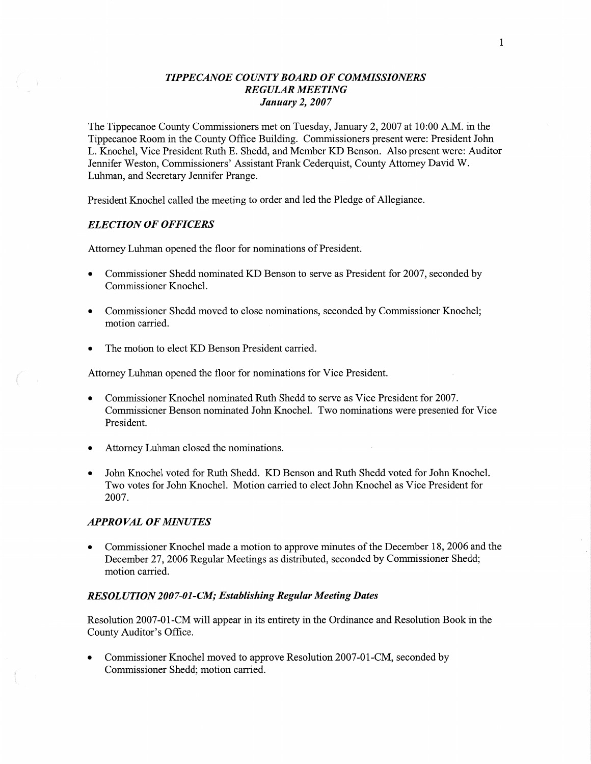# *TIPPECANOE COUNTY BOARD OF COMMISSIONERS*
## *REGULAR MEETING*
### *January 2, 2007*

The Tippecanoe County Commissioners met on Tuesday, January 2, 2007 at 10:00 A.M. in the Tippecanoe Room in the County Office Building. Commissioners present were: President John L. Knochel, Vice President Ruth E. Shedd, and Member KD Benson. Also present were: Auditor Jennifer Weston, Commissioners' Assistant Frank Cederquist, County Attorney David W. Luhman, and Secretary Jennifer Prange.

President Knochel called the meeting to order and led the Pledge of Allegiance.

### *ELECTION OF OFFICERS*

Attorney Luhman opened the floor for nominations of President.

- Commissioner Shedd nominated KD Benson to serve as President for 2007, seconded by Commissioner Knochel.
- Commissioner Shedd moved to close nominations, seconded by Commissioner Knochel; motion carried.
- The motion to elect KD Benson President carried.

Attorney Luhman opened the floor for nominations for Vice President.

- Commissioner Knochel nominated Ruth Shedd to serve as Vice President for 2007. Commissioner Benson nominated John Knochel. Two nominations were presented for Vice President.
- Attorney Luhman closed the nominations.
- John Knochel voted for Ruth Shedd. KD Benson and Ruth Shedd voted for John Knochel. Two votes for John Knochel. Motion carried to elect John Knochel as Vice President for 2007.

### *APPROVAL OF MINUTES*

- Commissioner Knochel made a motion to approve minutes of the December 18, 2006 and the December 27, 2006 Regular Meetings as distributed, seconded by Commissioner Shedd; motion carried.

### *RESOLUTION 2007-01-CM; Establishing Regular Meeting Dates*

Resolution 2007-01-CM will appear in its entirety in the Ordinance and Resolution Book in the County Auditor's Office.

- Commissioner Knochel moved to approve Resolution 2007-01-CM, seconded by Commissioner Shedd; motion carried.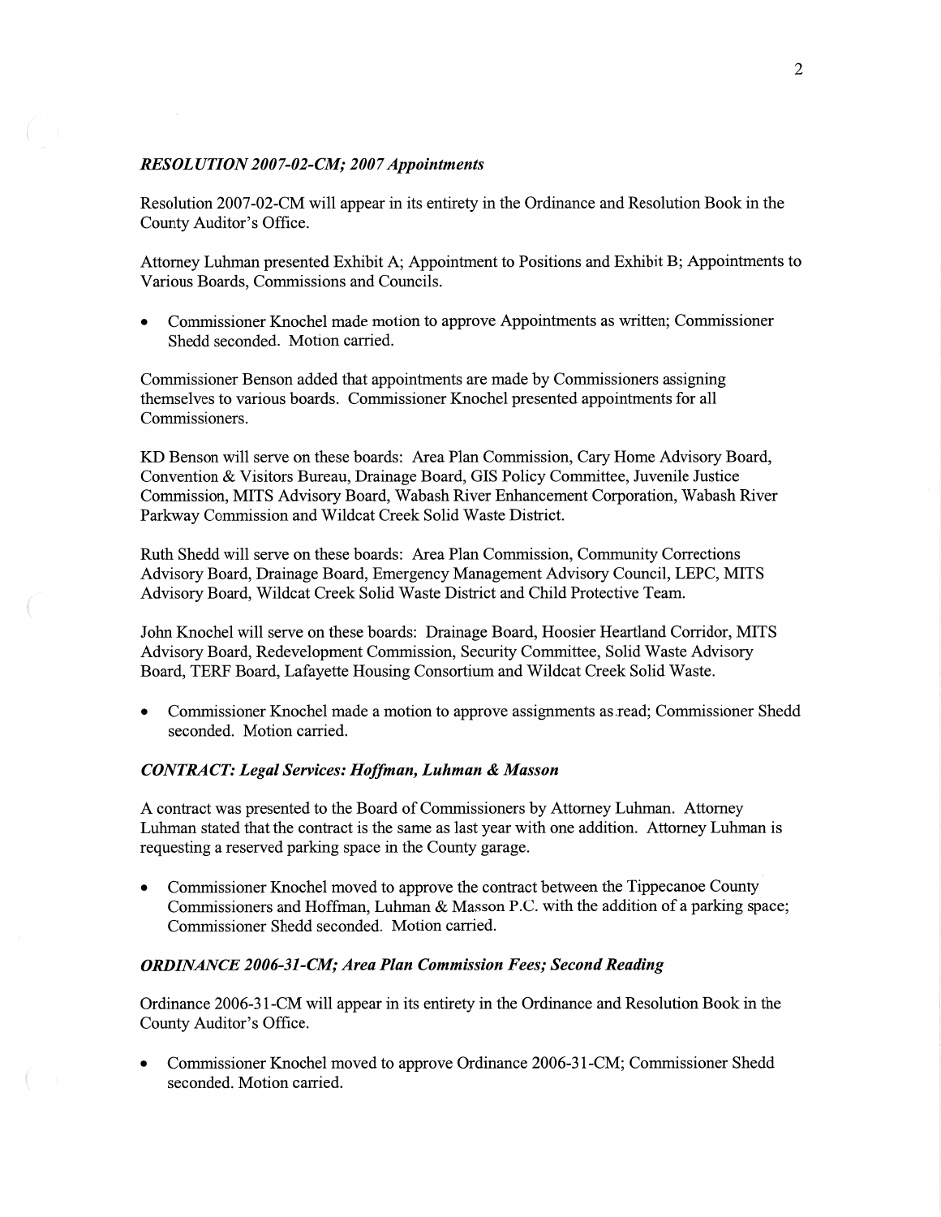### *RESOLUTION 2007-02-CM; 2007 Appointments*

Resolution 2007-02-CM will appear in its entirety in the Ordinance and Resolution Book in the County Auditor's Office.

Attorney Luhman presented Exhibit A; Appointment to Positions and Exhibit B; Appointments to Various Boards, Commissions and Councils.

- Commissioner Knochel made motion to approve Appointments as written; Commissioner Shedd seconded. Motion carried.

Commissioner Benson added that appointments are made by Commissioners assigning themselves to various boards. Commissioner Knochel presented appointments for all Commissioners.

KD Benson will serve on these boards: Area Plan Commission, Cary Home Advisory Board, Convention & Visitors Bureau, Drainage Board, GIS Policy Committee, Juvenile Justice Commission, MITS Advisory Board, Wabash River Enhancement Corporation, Wabash River Parkway Commission and Wildcat Creek Solid Waste District.

Ruth Shedd will serve on these boards: Area Plan Commission, Community Corrections Advisory Board, Drainage Board, Emergency Management Advisory Council, LEPC, MITS Advisory Board, Wildcat Creek Solid Waste District and Child Protective Team.

John Knochel will serve on these boards: Drainage Board, Hoosier Heartland Corridor, MITS Advisory Board, Redevelopment Commission, Security Committee, Solid Waste Advisory Board, TERF Board, Lafayette Housing Consortium and Wildcat Creek Solid Waste.

- Commissioner Knochel made a motion to approve assignments as read; Commissioner Shedd seconded. Motion carried.

### *CONTRACT: Legal Services: Hoffman, Luhman & Masson*

A contract was presented to the Board of Commissioners by Attorney Luhman. Attorney Luhman stated that the contract is the same as last year with one addition. Attorney Luhman is requesting a reserved parking space in the County garage.

- Commissioner Knochel moved to approve the contract between the Tippecanoe County Commissioners and Hoffman, Luhman & Masson P.C. with the addition of a parking space; Commissioner Shedd seconded. Motion carried.

### *ORDINANCE 2006-31-CM; Area Plan Commission Fees; Second Reading*

Ordinance 2006-31-CM will appear in its entirety in the Ordinance and Resolution Book in the County Auditor's Office.

- Commissioner Knochel moved to approve Ordinance 2006-31-CM; Commissioner Shedd seconded. Motion carried.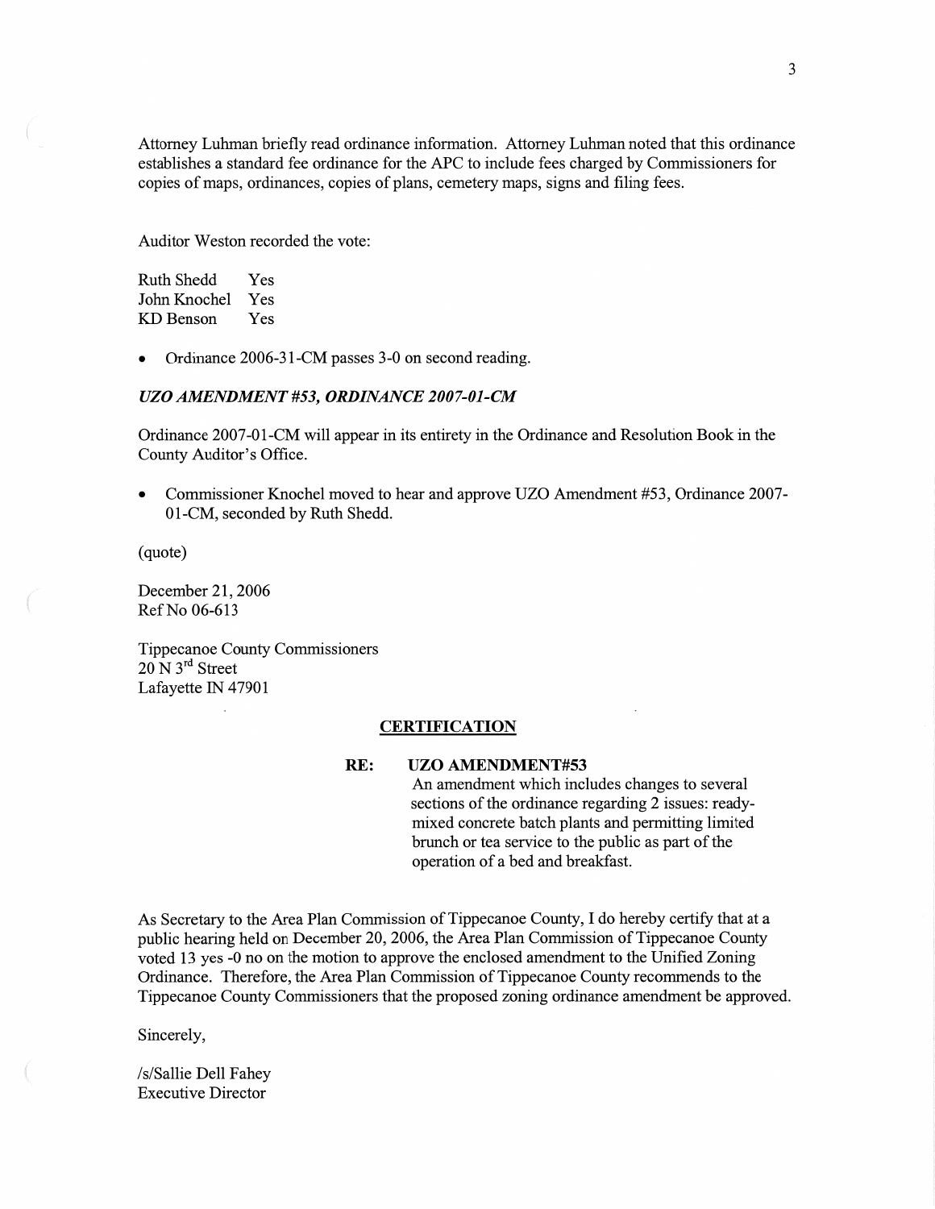Attorney Luhman briefly read ordinance information. Attorney Luhman noted that this ordinance establishes a standard fee ordinance for the APC to include fees charged by Commissioners for copies of maps, ordinances, copies of plans, cemetery maps, signs and filing fees.

Auditor Weston recorded the vote:

| | |
|---|---|
| Ruth Shedd | Yes |
| John Knochel | Yes |
| KD Benson | Yes |

- Ordinance 2006-31-CM passes 3-0 on second reading.

### *UZO AMENDMENT #53, ORDINANCE 2007-01-CM*

Ordinance 2007-01-CM will appear in its entirety in the Ordinance and Resolution Book in the County Auditor's Office.

- Commissioner Knochel moved to hear and approve UZO Amendment #53, Ordinance 2007-01-CM, seconded by Ruth Shedd.

(quote)

December 21, 2006
Ref No 06-613

Tippecanoe County Commissioners
20 N 3rd Street
Lafayette IN 47901

**CERTIFICATION**

**RE: UZO AMENDMENT#53**
An amendment which includes changes to several sections of the ordinance regarding 2 issues: ready-mixed concrete batch plants and permitting limited brunch or tea service to the public as part of the operation of a bed and breakfast.

As Secretary to the Area Plan Commission of Tippecanoe County, I do hereby certify that at a public hearing held on December 20, 2006, the Area Plan Commission of Tippecanoe County voted 13 yes -0 no on the motion to approve the enclosed amendment to the Unified Zoning Ordinance. Therefore, the Area Plan Commission of Tippecanoe County recommends to the Tippecanoe County Commissioners that the proposed zoning ordinance amendment be approved.

Sincerely,

/s/Sallie Dell Fahey
Executive Director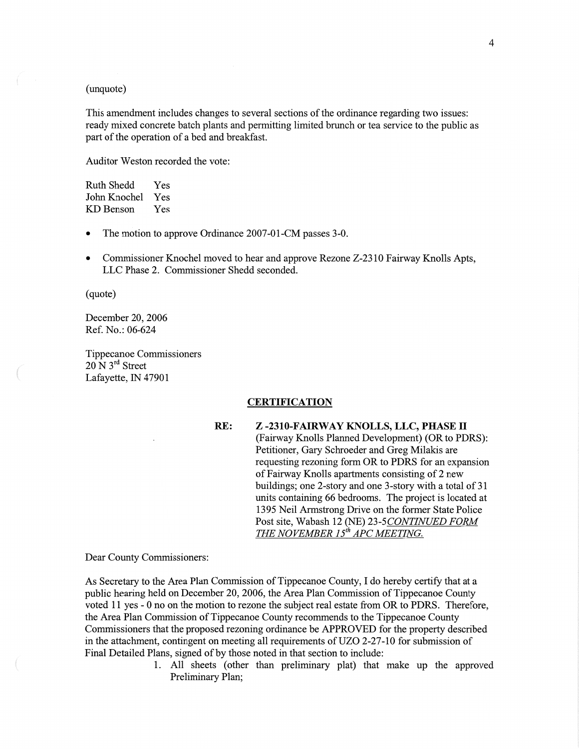(unquote)

This amendment includes changes to several sections of the ordinance regarding two issues: ready mixed concrete batch plants and permitting limited brunch or tea service to the public as part of the operation of a bed and breakfast.

Auditor Weston recorded the vote:

| | |
|---|---|
| Ruth Shedd | Yes |
| John Knochel | Yes |
| KD Benson | Yes |

- The motion to approve Ordinance 2007-01-CM passes 3-0.
- Commissioner Knochel moved to hear and approve Rezone Z-2310 Fairway Knolls Apts, LLC Phase 2. Commissioner Shedd seconded.

(quote)

December 20, 2006
Ref. No.: 06-624

Tippecanoe Commissioners
20 N 3rd Street
Lafayette, IN 47901

**CERTIFICATION**

**RE: Z -2310-FAIRWAY KNOLLS, LLC, PHASE II**
(Fairway Knolls Planned Development) (OR to PDRS): Petitioner, Gary Schroeder and Greg Milakis are requesting rezoning form OR to PDRS for an expansion of Fairway Knolls apartments consisting of 2 new buildings; one 2-story and one 3-story with a total of 31 units containing 66 bedrooms. The project is located at 1395 Neil Armstrong Drive on the former State Police Post site, Wabash 12 (NE) 23-5*CONTINUED FORM THE NOVEMBER 15th APC MEETING.*

Dear County Commissioners:

As Secretary to the Area Plan Commission of Tippecanoe County, I do hereby certify that at a public hearing held on December 20, 2006, the Area Plan Commission of Tippecanoe County voted 11 yes - 0 no on the motion to rezone the subject real estate from OR to PDRS. Therefore, the Area Plan Commission of Tippecanoe County recommends to the Tippecanoe County Commissioners that the proposed rezoning ordinance be APPROVED for the property described in the attachment, contingent on meeting all requirements of UZO 2-27-10 for submission of Final Detailed Plans, signed of by those noted in that section to include:

1. All sheets (other than preliminary plat) that make up the approved Preliminary Plan;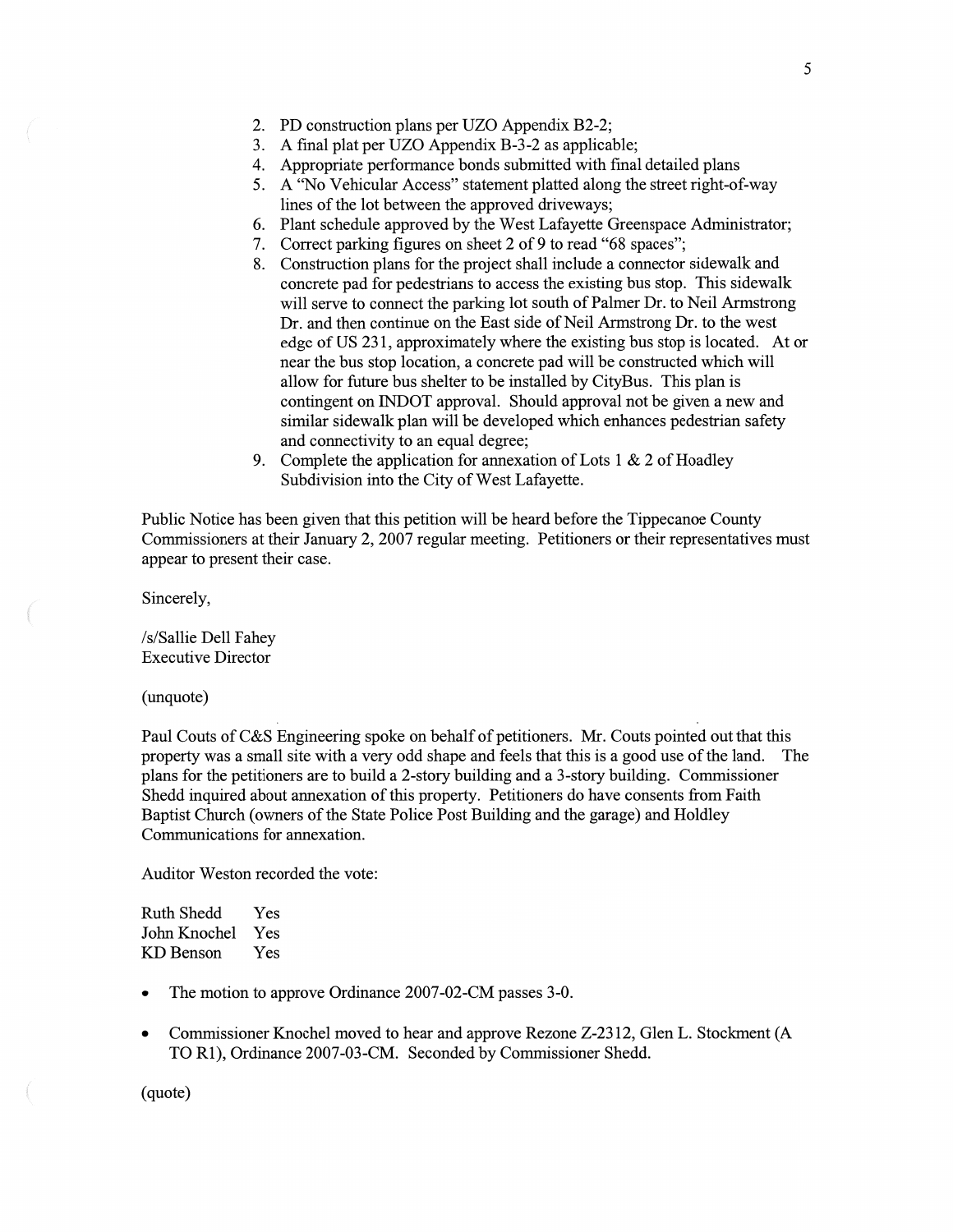2. PD construction plans per UZO Appendix B2-2;
3. A final plat per UZO Appendix B-3-2 as applicable;
4. Appropriate performance bonds submitted with final detailed plans
5. A "No Vehicular Access" statement platted along the street right-of-way lines of the lot between the approved driveways;
6. Plant schedule approved by the West Lafayette Greenspace Administrator;
7. Correct parking figures on sheet 2 of 9 to read "68 spaces";
8. Construction plans for the project shall include a connector sidewalk and concrete pad for pedestrians to access the existing bus stop. This sidewalk will serve to connect the parking lot south of Palmer Dr. to Neil Armstrong Dr. and then continue on the East side of Neil Armstrong Dr. to the west edge of US 231, approximately where the existing bus stop is located. At or near the bus stop location, a concrete pad will be constructed which will allow for future bus shelter to be installed by CityBus. This plan is contingent on INDOT approval. Should approval not be given a new and similar sidewalk plan will be developed which enhances pedestrian safety and connectivity to an equal degree;
9. Complete the application for annexation of Lots 1 & 2 of Hoadley Subdivision into the City of West Lafayette.

Public Notice has been given that this petition will be heard before the Tippecanoe County Commissioners at their January 2, 2007 regular meeting. Petitioners or their representatives must appear to present their case.

Sincerely,

/s/Sallie Dell Fahey
Executive Director

(unquote)

Paul Couts of C&S Engineering spoke on behalf of petitioners. Mr. Couts pointed out that this property was a small site with a very odd shape and feels that this is a good use of the land. The plans for the petitioners are to build a 2-story building and a 3-story building. Commissioner Shedd inquired about annexation of this property. Petitioners do have consents from Faith Baptist Church (owners of the State Police Post Building and the garage) and Holdley Communications for annexation.

Auditor Weston recorded the vote:

| | |
|---|---|
| Ruth Shedd | Yes |
| John Knochel | Yes |
| KD Benson | Yes |

- The motion to approve Ordinance 2007-02-CM passes 3-0.

- Commissioner Knochel moved to hear and approve Rezone Z-2312, Glen L. Stockment (A TO R1), Ordinance 2007-03-CM. Seconded by Commissioner Shedd.

(quote)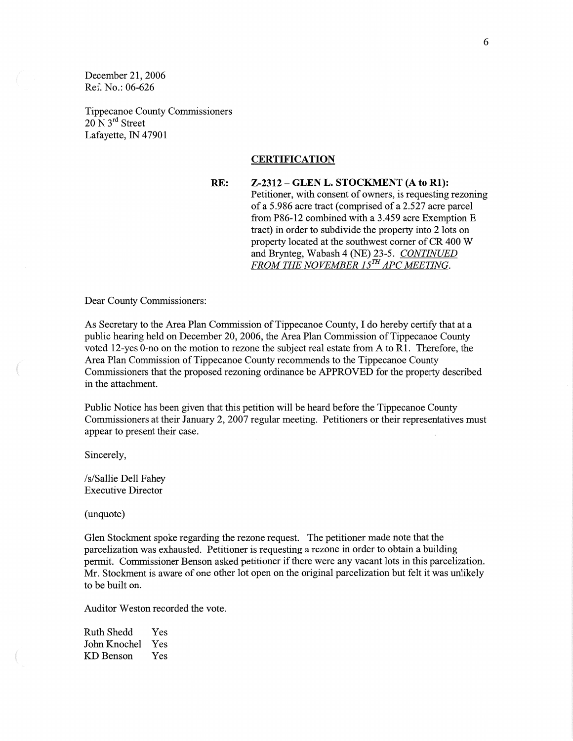December 21, 2006
Ref. No.: 06-626

Tippecanoe County Commissioners
20 N 3rd Street
Lafayette, IN 47901

**CERTIFICATION**

**RE: Z-2312 – GLEN L. STOCKMENT (A to R1):**
Petitioner, with consent of owners, is requesting rezoning of a 5.986 acre tract (comprised of a 2.527 acre parcel from P86-12 combined with a 3.459 acre Exemption E tract) in order to subdivide the property into 2 lots on property located at the southwest corner of CR 400 W and Brynteg, Wabash 4 (NE) 23-5. *CONTINUED FROM THE NOVEMBER 15TH APC MEETING.*

Dear County Commissioners:

As Secretary to the Area Plan Commission of Tippecanoe County, I do hereby certify that at a public hearing held on December 20, 2006, the Area Plan Commission of Tippecanoe County voted 12-yes 0-no on the motion to rezone the subject real estate from A to R1. Therefore, the Area Plan Commission of Tippecanoe County recommends to the Tippecanoe County Commissioners that the proposed rezoning ordinance be APPROVED for the property described in the attachment.

Public Notice has been given that this petition will be heard before the Tippecanoe County Commissioners at their January 2, 2007 regular meeting. Petitioners or their representatives must appear to present their case.

Sincerely,

/s/Sallie Dell Fahey
Executive Director

(unquote)

Glen Stockment spoke regarding the rezone request. The petitioner made note that the parcelization was exhausted. Petitioner is requesting a rezone in order to obtain a building permit. Commissioner Benson asked petitioner if there were any vacant lots in this parcelization. Mr. Stockment is aware of one other lot open on the original parcelization but felt it was unlikely to be built on.

Auditor Weston recorded the vote.

Ruth Shedd Yes
John Knochel Yes
KD Benson Yes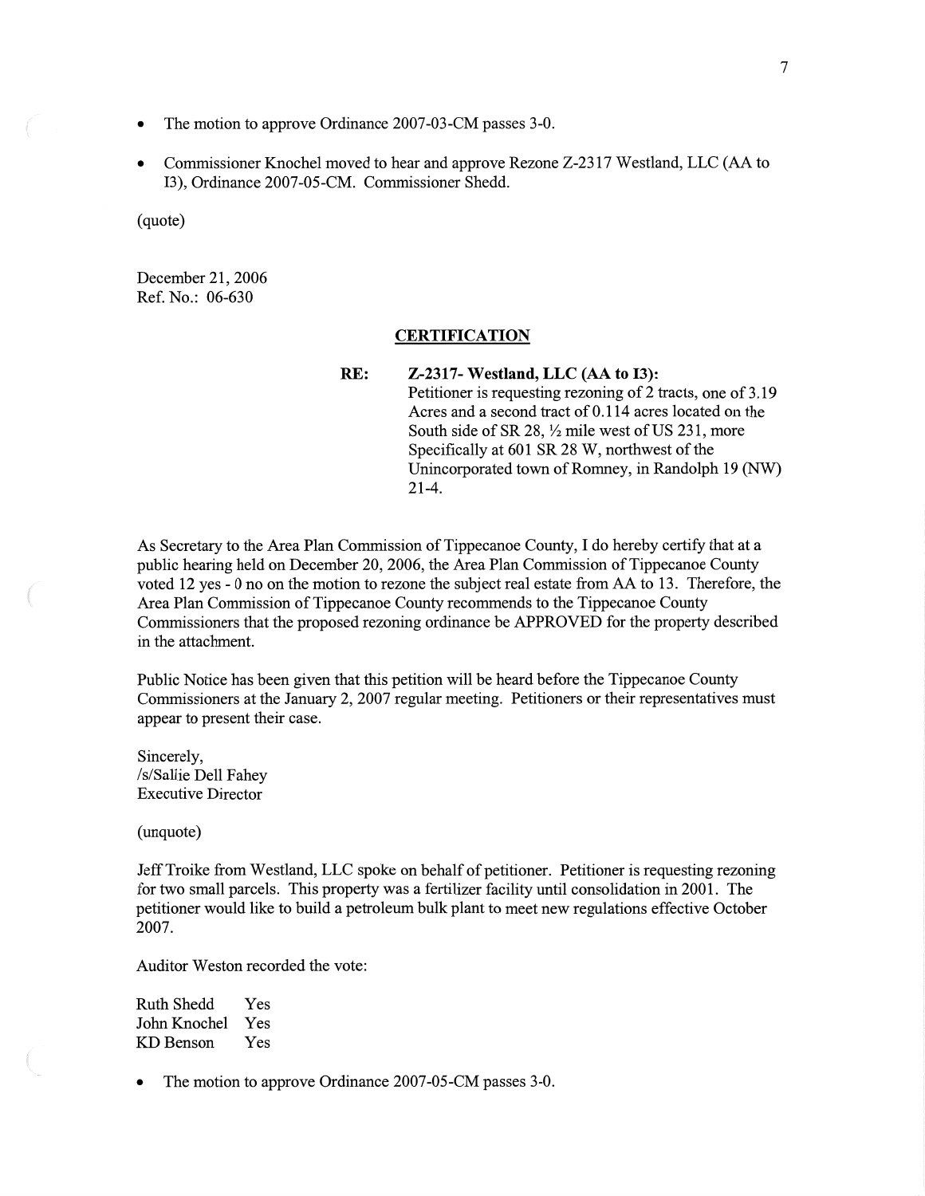- The motion to approve Ordinance 2007-03-CM passes 3-0.

- Commissioner Knochel moved to hear and approve Rezone Z-2317 Westland, LLC (AA to I3), Ordinance 2007-05-CM. Commissioner Shedd.

(quote)

December 21, 2006
Ref. No.: 06-630

**CERTIFICATION**

**RE: Z-2317- Westland, LLC (AA to I3):**
Petitioner is requesting rezoning of 2 tracts, one of 3.19 Acres and a second tract of 0.114 acres located on the South side of SR 28, ½ mile west of US 231, more Specifically at 601 SR 28 W, northwest of the Unincorporated town of Romney, in Randolph 19 (NW) 21-4.

As Secretary to the Area Plan Commission of Tippecanoe County, I do hereby certify that at a public hearing held on December 20, 2006, the Area Plan Commission of Tippecanoe County voted 12 yes - 0 no on the motion to rezone the subject real estate from AA to 13. Therefore, the Area Plan Commission of Tippecanoe County recommends to the Tippecanoe County Commissioners that the proposed rezoning ordinance be APPROVED for the property described in the attachment.

Public Notice has been given that this petition will be heard before the Tippecanoe County Commissioners at the January 2, 2007 regular meeting. Petitioners or their representatives must appear to present their case.

Sincerely,
/s/Sallie Dell Fahey
Executive Director

(unquote)

Jeff Troike from Westland, LLC spoke on behalf of petitioner. Petitioner is requesting rezoning for two small parcels. This property was a fertilizer facility until consolidation in 2001. The petitioner would like to build a petroleum bulk plant to meet new regulations effective October 2007.

Auditor Weston recorded the vote:

| | |
|---|---|
| Ruth Shedd | Yes |
| John Knochel | Yes |
| KD Benson | Yes |

- The motion to approve Ordinance 2007-05-CM passes 3-0.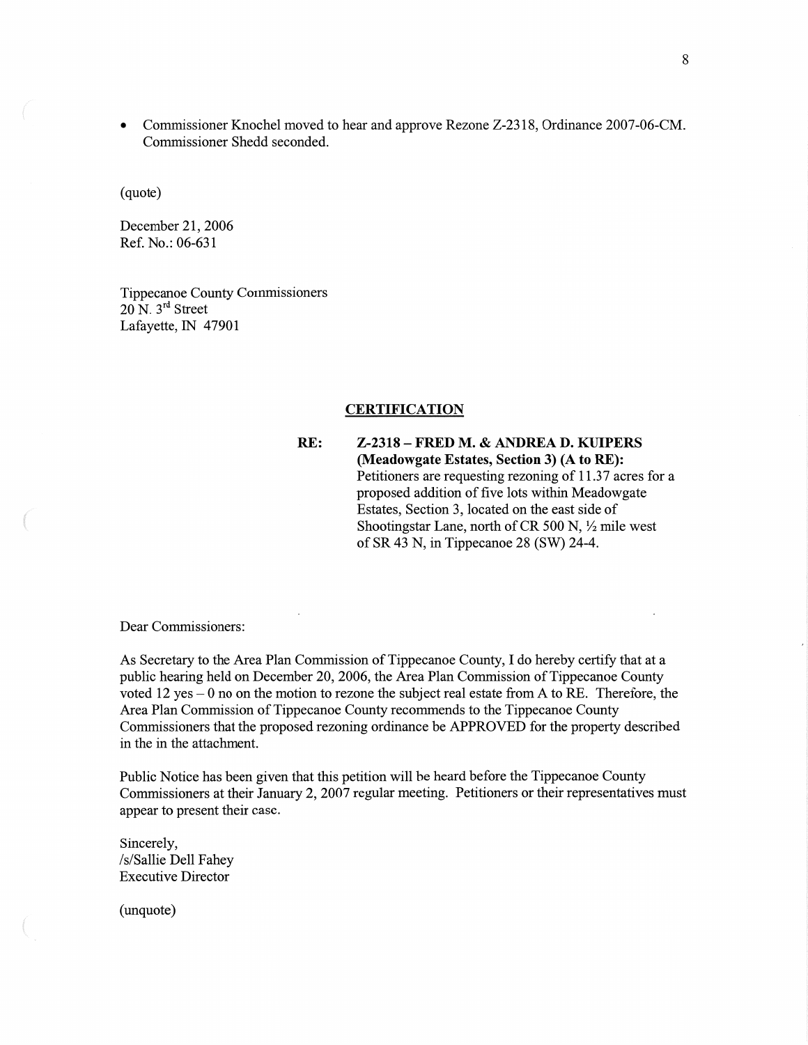- Commissioner Knochel moved to hear and approve Rezone Z-2318, Ordinance 2007-06-CM. Commissioner Shedd seconded.

(quote)

December 21, 2006
Ref. No.: 06-631

Tippecanoe County Commissioners
20 N. 3rd Street
Lafayette, IN 47901

**CERTIFICATION**

**RE:** **Z-2318 – FRED M. & ANDREA D. KUIPERS (Meadowgate Estates, Section 3) (A to RE):** Petitioners are requesting rezoning of 11.37 acres for a proposed addition of five lots within Meadowgate Estates, Section 3, located on the east side of Shootingstar Lane, north of CR 500 N, ½ mile west of SR 43 N, in Tippecanoe 28 (SW) 24-4.

Dear Commissioners:

As Secretary to the Area Plan Commission of Tippecanoe County, I do hereby certify that at a public hearing held on December 20, 2006, the Area Plan Commission of Tippecanoe County voted 12 yes – 0 no on the motion to rezone the subject real estate from A to RE. Therefore, the Area Plan Commission of Tippecanoe County recommends to the Tippecanoe County Commissioners that the proposed rezoning ordinance be APPROVED for the property described in the in the attachment.

Public Notice has been given that this petition will be heard before the Tippecanoe County Commissioners at their January 2, 2007 regular meeting. Petitioners or their representatives must appear to present their case.

Sincerely,
/s/Sallie Dell Fahey
Executive Director

(unquote)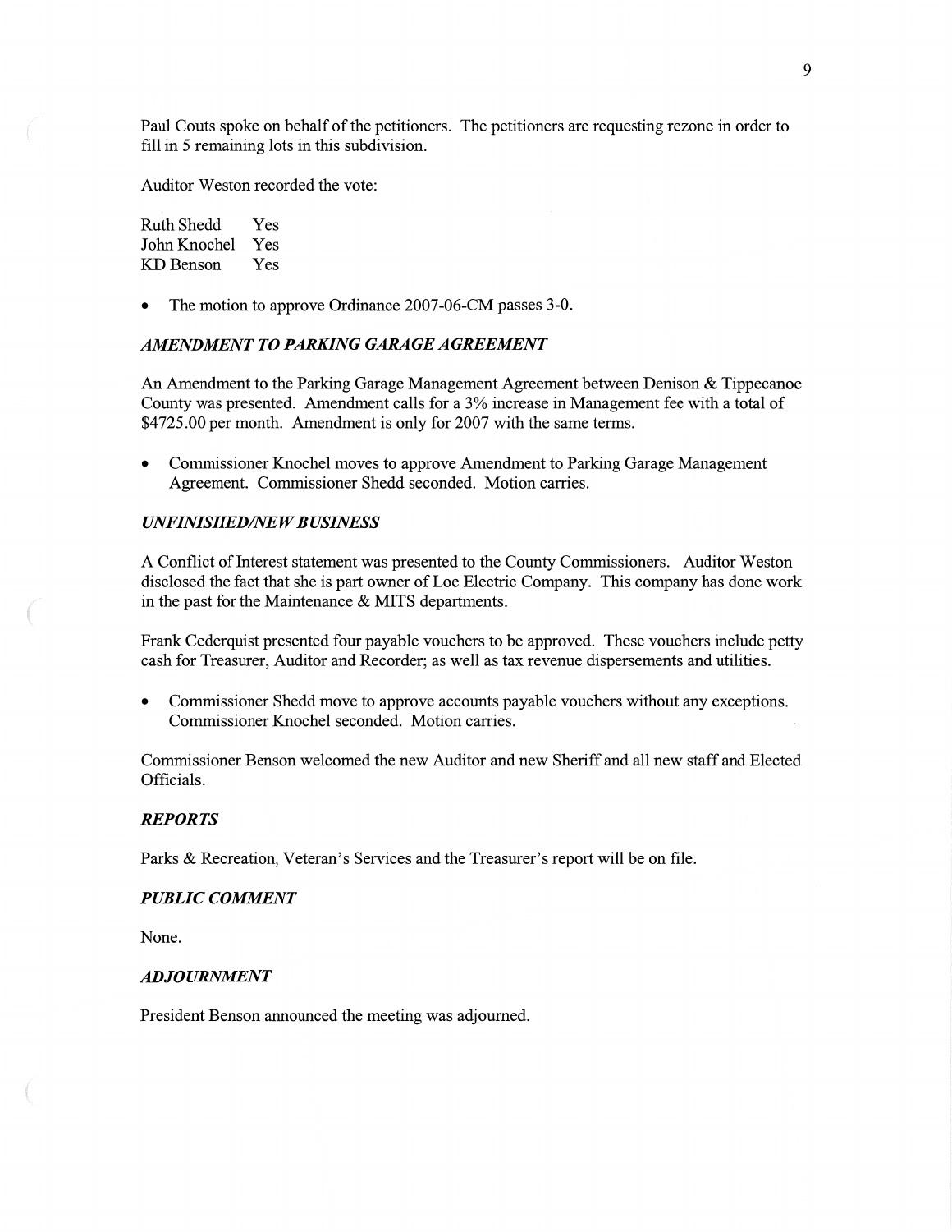Paul Couts spoke on behalf of the petitioners. The petitioners are requesting rezone in order to fill in 5 remaining lots in this subdivision.

Auditor Weston recorded the vote:

| | |
|---|---|
| Ruth Shedd | Yes |
| John Knochel | Yes |
| KD Benson | Yes |

- The motion to approve Ordinance 2007-06-CM passes 3-0.

### *AMENDMENT TO PARKING GARAGE AGREEMENT*

An Amendment to the Parking Garage Management Agreement between Denison & Tippecanoe County was presented. Amendment calls for a 3% increase in Management fee with a total of $4725.00 per month. Amendment is only for 2007 with the same terms.

- Commissioner Knochel moves to approve Amendment to Parking Garage Management Agreement. Commissioner Shedd seconded. Motion carries.

### *UNFINISHED/NEW BUSINESS*

A Conflict of Interest statement was presented to the County Commissioners. Auditor Weston disclosed the fact that she is part owner of Loe Electric Company. This company has done work in the past for the Maintenance & MITS departments.

Frank Cederquist presented four payable vouchers to be approved. These vouchers include petty cash for Treasurer, Auditor and Recorder; as well as tax revenue dispersements and utilities.

- Commissioner Shedd move to approve accounts payable vouchers without any exceptions. Commissioner Knochel seconded. Motion carries.

Commissioner Benson welcomed the new Auditor and new Sheriff and all new staff and Elected Officials.

### *REPORTS*

Parks & Recreation, Veteran's Services and the Treasurer's report will be on file.

### *PUBLIC COMMENT*

None.

### *ADJOURNMENT*

President Benson announced the meeting was adjourned.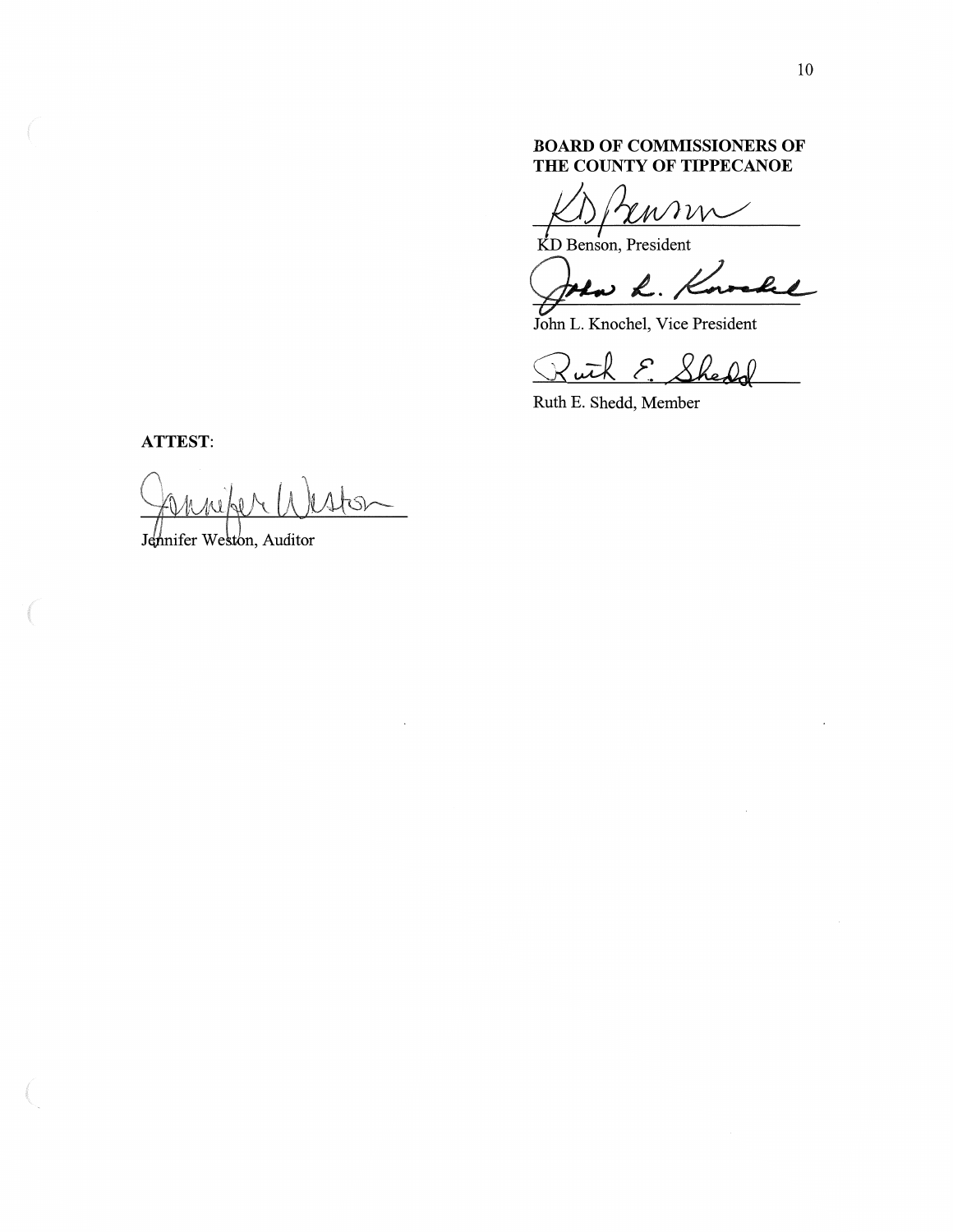**BOARD OF COMMISSIONERS OF THE COUNTY OF TIPPECANOE**

KD Benson, President

John L. Knochel, Vice President

Ruth E. Shedd, Member

**ATTEST**:

Jennifer Weston, Auditor